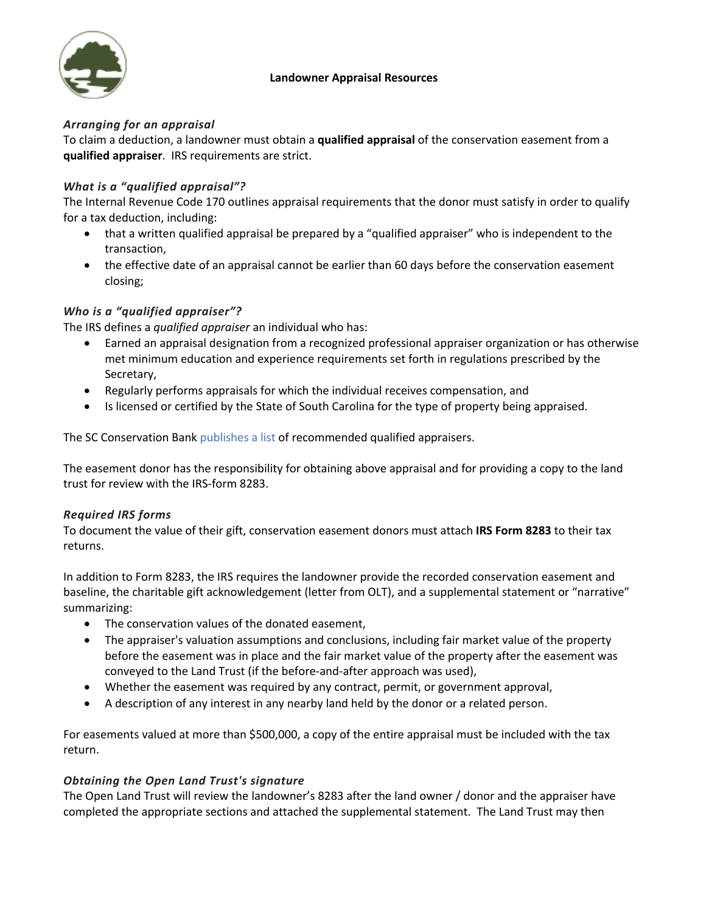# Landowner Appraisal Resources

### *Arranging for an appraisal*

To claim a deduction, a landowner must obtain a **qualified appraisal** of the conservation easement from a **qualified appraiser**. IRS requirements are strict.

### *What is a "qualified appraisal"?*

The Internal Revenue Code 170 outlines appraisal requirements that the donor must satisfy in order to qualify for a tax deduction, including:

- that a written qualified appraisal be prepared by a "qualified appraiser" who is independent to the transaction,
- the effective date of an appraisal cannot be earlier than 60 days before the conservation easement closing;

### *Who is a "qualified appraiser"?*

The IRS defines a *qualified appraiser* an individual who has:

- Earned an appraisal designation from a recognized professional appraiser organization or has otherwise met minimum education and experience requirements set forth in regulations prescribed by the Secretary,
- Regularly performs appraisals for which the individual receives compensation, and
- Is licensed or certified by the State of South Carolina for the type of property being appraised.

The SC Conservation Bank publishes a list of recommended qualified appraisers.

The easement donor has the responsibility for obtaining above appraisal and for providing a copy to the land trust for review with the IRS-form 8283.

### *Required IRS forms*

To document the value of their gift, conservation easement donors must attach **IRS Form 8283** to their tax returns.

In addition to Form 8283, the IRS requires the landowner provide the recorded conservation easement and baseline, the charitable gift acknowledgement (letter from OLT), and a supplemental statement or "narrative" summarizing:

- The conservation values of the donated easement,
- The appraiser's valuation assumptions and conclusions, including fair market value of the property before the easement was in place and the fair market value of the property after the easement was conveyed to the Land Trust (if the before-and-after approach was used),
- Whether the easement was required by any contract, permit, or government approval,
- A description of any interest in any nearby land held by the donor or a related person.

For easements valued at more than $500,000, a copy of the entire appraisal must be included with the tax return.

### *Obtaining the Open Land Trust's signature*

The Open Land Trust will review the landowner's 8283 after the land owner / donor and the appraiser have completed the appropriate sections and attached the supplemental statement. The Land Trust may then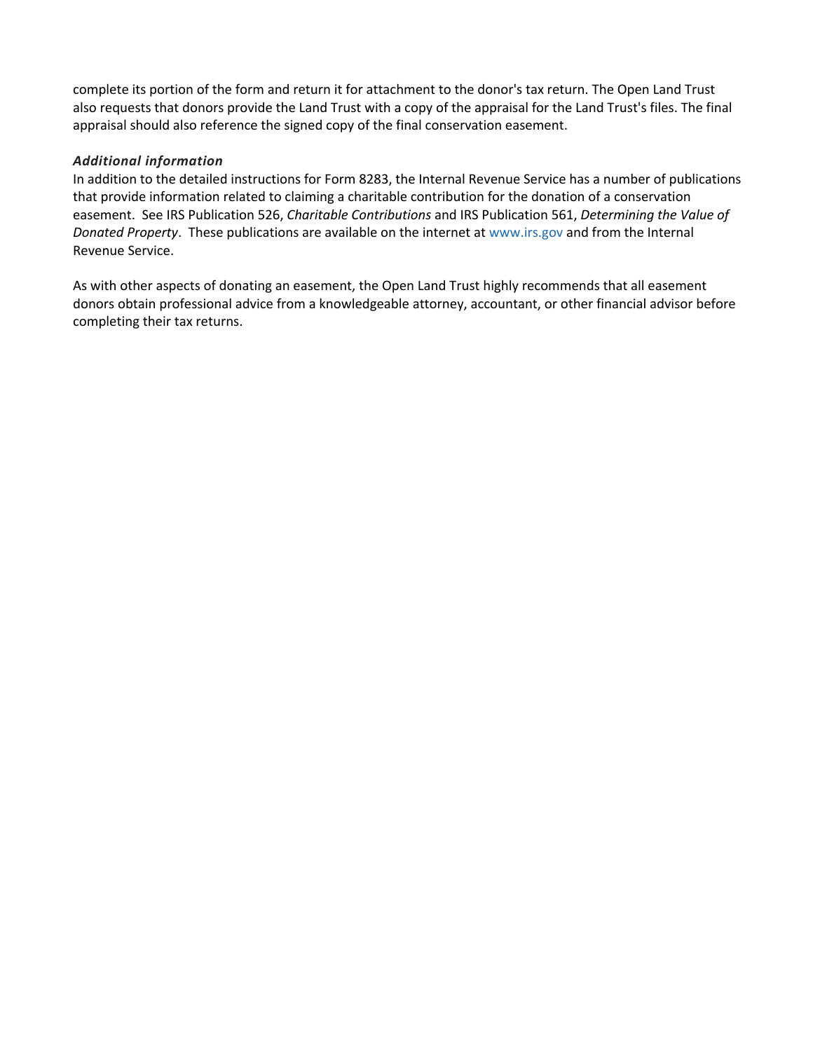complete its portion of the form and return it for attachment to the donor's tax return. The Open Land Trust also requests that donors provide the Land Trust with a copy of the appraisal for the Land Trust's files. The final appraisal should also reference the signed copy of the final conservation easement.

***Additional information***

In addition to the detailed instructions for Form 8283, the Internal Revenue Service has a number of publications that provide information related to claiming a charitable contribution for the donation of a conservation easement. See IRS Publication 526, *Charitable Contributions* and IRS Publication 561, *Determining the Value of Donated Property*. These publications are available on the internet at www.irs.gov and from the Internal Revenue Service.

As with other aspects of donating an easement, the Open Land Trust highly recommends that all easement donors obtain professional advice from a knowledgeable attorney, accountant, or other financial advisor before completing their tax returns.